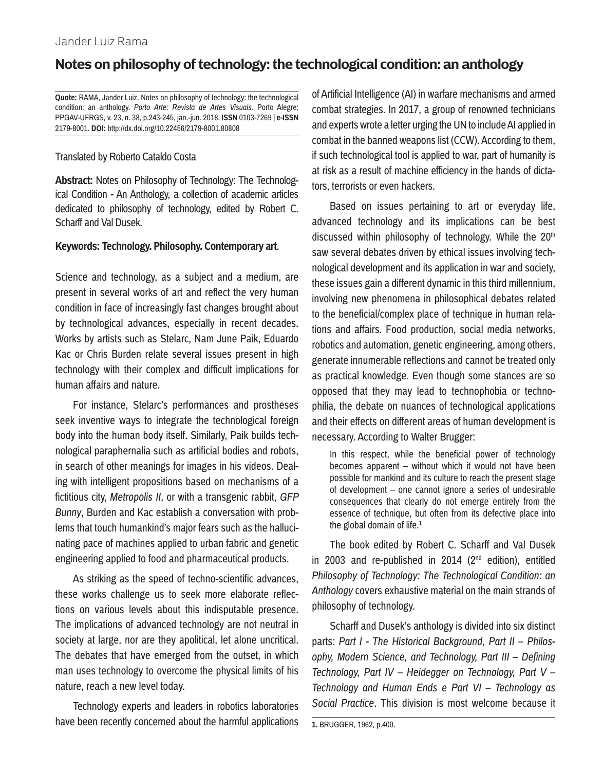Jander Luiz Rama

# Notes on philosophy of technology: the technological condition: an anthology

**Quote:** RAMA, Jander Luiz. Notes on philosophy of technology: the technological condition: an anthology. *Porto Arte: Revista de Artes Visuais*. Porto Alegre: PPGAV-UFRGS, v. 23, n. 38, p.243-245, jan.-jun. 2018. **ISSN** 0103-7269 | **e-ISSN** 2179-8001. **DOI:** http://dx.doi.org/10.22456/2179-8001.80808

Translated by Roberto Cataldo Costa

**Abstract:** Notes on Philosophy of Technology: The Technological Condition - An Anthology, a collection of academic articles dedicated to philosophy of technology, edited by Robert C. Scharff and Val Dusek.

**Keywords: Technology. Philosophy. Contemporary art**.

Science and technology, as a subject and a medium, are present in several works of art and reflect the very human condition in face of increasingly fast changes brought about by technological advances, especially in recent decades. Works by artists such as Stelarc, Nam June Paik, Eduardo Kac or Chris Burden relate several issues present in high technology with their complex and difficult implications for human affairs and nature.

For instance, Stelarc's performances and prostheses seek inventive ways to integrate the technological foreign body into the human body itself. Similarly, Paik builds technological paraphernalia such as artificial bodies and robots, in search of other meanings for images in his videos. Dealing with intelligent propositions based on mechanisms of a fictitious city, *Metropolis II*, or with a transgenic rabbit, *GFP Bunny*, Burden and Kac establish a conversation with problems that touch humankind's major fears such as the hallucinating pace of machines applied to urban fabric and genetic engineering applied to food and pharmaceutical products.

As striking as the speed of techno-scientific advances, these works challenge us to seek more elaborate reflections on various levels about this indisputable presence. The implications of advanced technology are not neutral in society at large, nor are they apolitical, let alone uncritical. The debates that have emerged from the outset, in which man uses technology to overcome the physical limits of his nature, reach a new level today.

Technology experts and leaders in robotics laboratories have been recently concerned about the harmful applications of Artificial Intelligence (AI) in warfare mechanisms and armed combat strategies. In 2017, a group of renowned technicians and experts wrote a letter urging the UN to include AI applied in combat in the banned weapons list (CCW). According to them, if such technological tool is applied to war, part of humanity is at risk as a result of machine efficiency in the hands of dictators, terrorists or even hackers.

Based on issues pertaining to art or everyday life, advanced technology and its implications can be best discussed within philosophy of technology. While the 20th saw several debates driven by ethical issues involving technological development and its application in war and society, these issues gain a different dynamic in this third millennium, involving new phenomena in philosophical debates related to the beneficial/complex place of technique in human relations and affairs. Food production, social media networks, robotics and automation, genetic engineering, among others, generate innumerable reflections and cannot be treated only as practical knowledge. Even though some stances are so opposed that they may lead to technophobia or technophilia, the debate on nuances of technological applications and their effects on different areas of human development is necessary. According to Walter Brugger:

> In this respect, while the beneficial power of technology becomes apparent – without which it would not have been possible for mankind and its culture to reach the present stage of development – one cannot ignore a series of undesirable consequences that clearly do not emerge entirely from the essence of technique, but often from its defective place into the global domain of life.[1]

The book edited by Robert C. Scharff and Val Dusek in 2003 and re-published in 2014 (2nd edition), entitled *Philosophy of Technology: The Technological Condition: an Anthology* covers exhaustive material on the main strands of philosophy of technology.

Scharff and Dusek's anthology is divided into six distinct parts: *Part I - The Historical Background, Part II – Philosophy, Modern Science, and Technology, Part III – Defining Technology, Part IV – Heidegger on Technology, Part V – Technology and Human Ends e Part VI – Technology as Social Practice*. This division is most welcome because it

1. BRUGGER, 1962, p.400.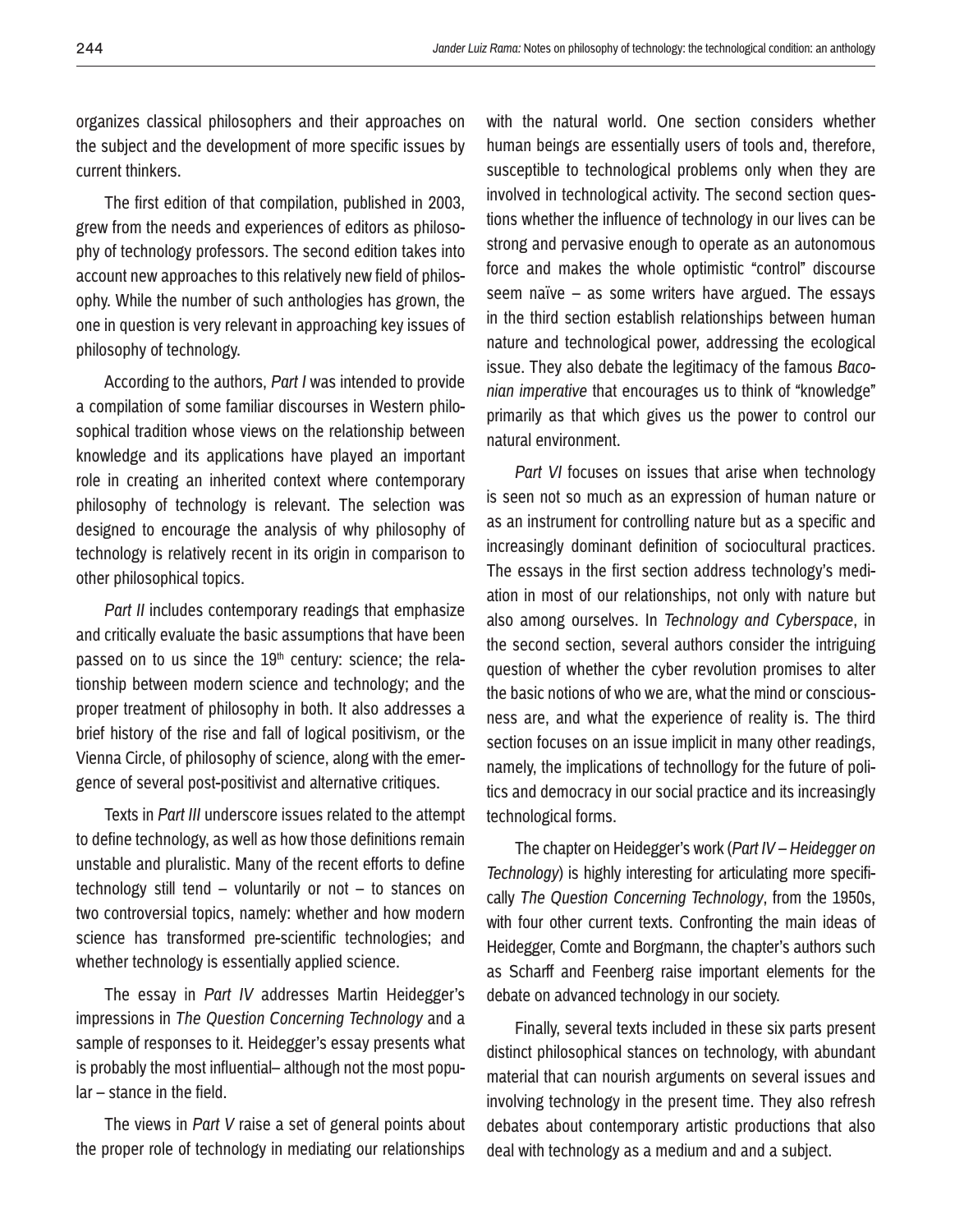organizes classical philosophers and their approaches on the subject and the development of more specific issues by current thinkers.

The first edition of that compilation, published in 2003, grew from the needs and experiences of editors as philosophy of technology professors. The second edition takes into account new approaches to this relatively new field of philosophy. While the number of such anthologies has grown, the one in question is very relevant in approaching key issues of philosophy of technology.

According to the authors, *Part I* was intended to provide a compilation of some familiar discourses in Western philosophical tradition whose views on the relationship between knowledge and its applications have played an important role in creating an inherited context where contemporary philosophy of technology is relevant. The selection was designed to encourage the analysis of why philosophy of technology is relatively recent in its origin in comparison to other philosophical topics.

*Part II* includes contemporary readings that emphasize and critically evaluate the basic assumptions that have been passed on to us since the 19th century: science; the relationship between modern science and technology; and the proper treatment of philosophy in both. It also addresses a brief history of the rise and fall of logical positivism, or the Vienna Circle, of philosophy of science, along with the emergence of several post-positivist and alternative critiques.

Texts in *Part III* underscore issues related to the attempt to define technology, as well as how those definitions remain unstable and pluralistic. Many of the recent efforts to define technology still tend – voluntarily or not – to stances on two controversial topics, namely: whether and how modern science has transformed pre-scientific technologies; and whether technology is essentially applied science.

The essay in *Part IV* addresses Martin Heidegger's impressions in *The Question Concerning Technology* and a sample of responses to it. Heidegger's essay presents what is probably the most influential– although not the most popular – stance in the field.

The views in *Part V* raise a set of general points about the proper role of technology in mediating our relationships with the natural world. One section considers whether human beings are essentially users of tools and, therefore, susceptible to technological problems only when they are involved in technological activity. The second section questions whether the influence of technology in our lives can be strong and pervasive enough to operate as an autonomous force and makes the whole optimistic "control" discourse seem naïve – as some writers have argued. The essays in the third section establish relationships between human nature and technological power, addressing the ecological issue. They also debate the legitimacy of the famous *Baconian imperative* that encourages us to think of "knowledge" primarily as that which gives us the power to control our natural environment.

*Part VI* focuses on issues that arise when technology is seen not so much as an expression of human nature or as an instrument for controlling nature but as a specific and increasingly dominant definition of sociocultural practices. The essays in the first section address technology's mediation in most of our relationships, not only with nature but also among ourselves. In *Technology and Cyberspace*, in the second section, several authors consider the intriguing question of whether the cyber revolution promises to alter the basic notions of who we are, what the mind or consciousness are, and what the experience of reality is. The third section focuses on an issue implicit in many other readings, namely, the implications of technollogy for the future of politics and democracy in our social practice and its increasingly technological forms.

The chapter on Heidegger's work (*Part IV – Heidegger on Technology*) is highly interesting for articulating more specifically *The Question Concerning Technology*, from the 1950s, with four other current texts. Confronting the main ideas of Heidegger, Comte and Borgmann, the chapter's authors such as Scharff and Feenberg raise important elements for the debate on advanced technology in our society.

Finally, several texts included in these six parts present distinct philosophical stances on technology, with abundant material that can nourish arguments on several issues and involving technology in the present time. They also refresh debates about contemporary artistic productions that also deal with technology as a medium and and a subject.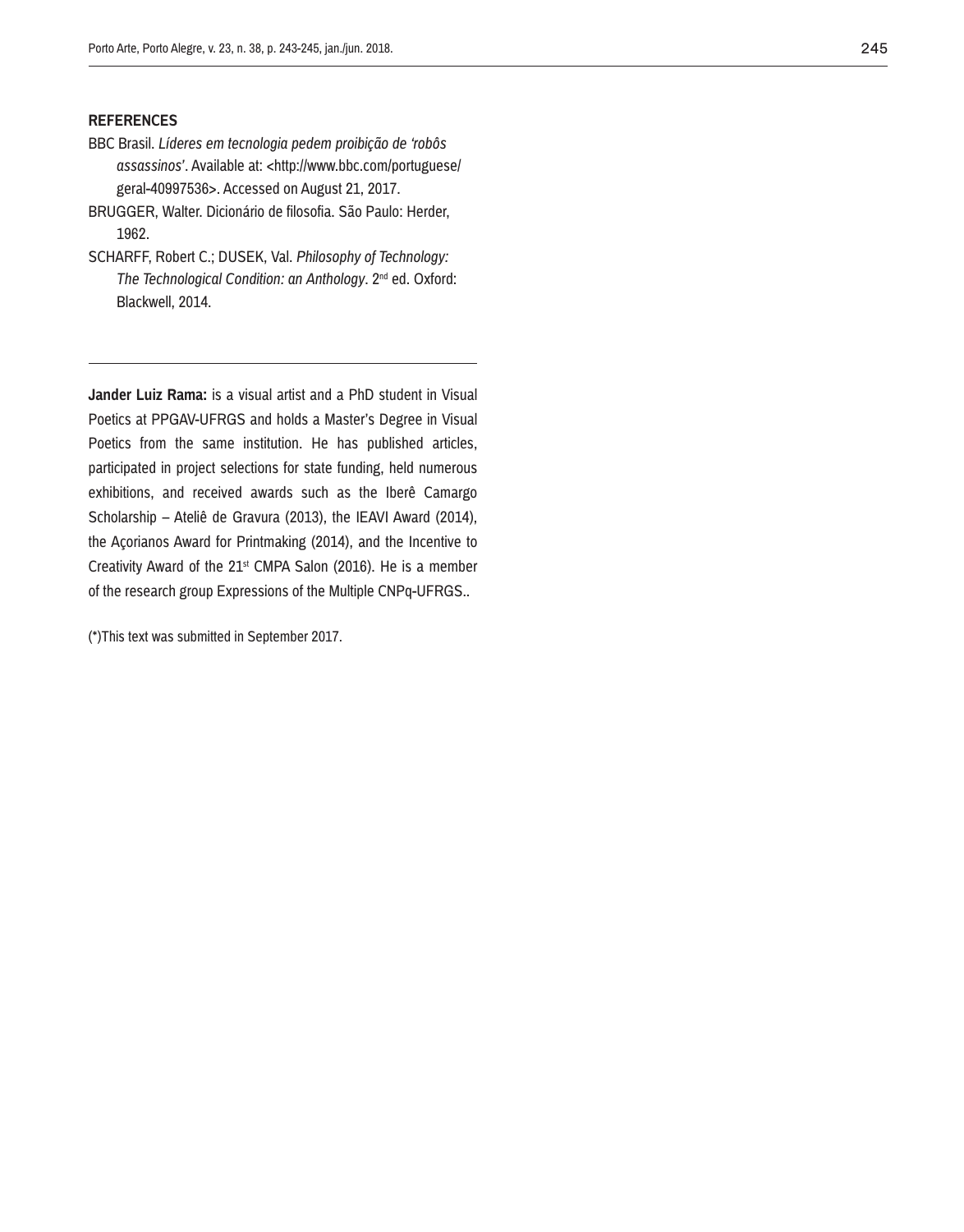## REFERENCES

BBC Brasil. *Líderes em tecnologia pedem proibição de 'robôs assassinos'*. Available at: <http://www.bbc.com/portuguese/geral-40997536>. Accessed on August 21, 2017.

BRUGGER, Walter. Dicionário de filosofia. São Paulo: Herder, 1962.

SCHARFF, Robert C.; DUSEK, Val. *Philosophy of Technology: The Technological Condition: an Anthology*. 2nd ed. Oxford: Blackwell, 2014.

---

**Jander Luiz Rama:** is a visual artist and a PhD student in Visual Poetics at PPGAV-UFRGS and holds a Master's Degree in Visual Poetics from the same institution. He has published articles, participated in project selections for state funding, held numerous exhibitions, and received awards such as the Iberê Camargo Scholarship – Ateliê de Gravura (2013), the IEAVI Award (2014), the Açorianos Award for Printmaking (2014), and the Incentive to Creativity Award of the 21st CMPA Salon (2016). He is a member of the research group Expressions of the Multiple CNPq-UFRGS..

(*)This text was submitted in September 2017.